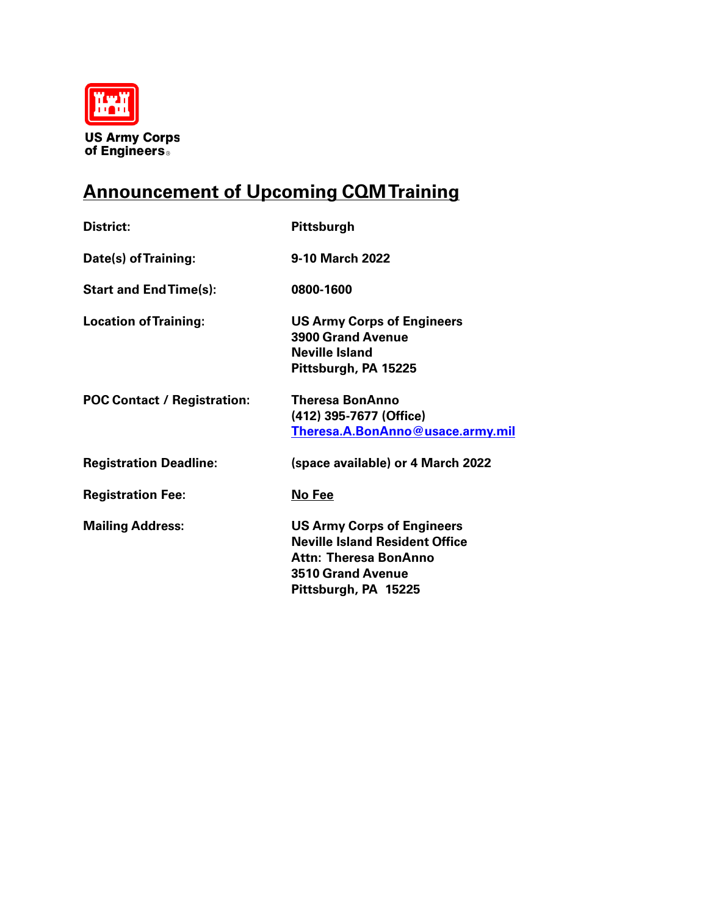US Army Corps
of Engineers®

# Announcement of Upcoming CQM Training

| | |
|---|---|
| **District:** | **Pittsburgh** |
| **Date(s) of Training:** | **9-10 March 2022** |
| **Start and End Time(s):** | **0800-1600** |
| **Location of Training:** | **US Army Corps of Engineers**<br>**3900 Grand Avenue**<br>**Neville Island**<br>**Pittsburgh, PA 15225** |
| **POC Contact / Registration:** | **Theresa BonAnno**<br>**(412) 395-7677 (Office)**<br>**Theresa.A.BonAnno@usace.army.mil** |
| **Registration Deadline:** | **(space available) or 4 March 2022** |
| **Registration Fee:** | **No Fee** |
| **Mailing Address:** | **US Army Corps of Engineers**<br>**Neville Island Resident Office**<br>**Attn: Theresa BonAnno**<br>**3510 Grand Avenue**<br>**Pittsburgh, PA 15225** |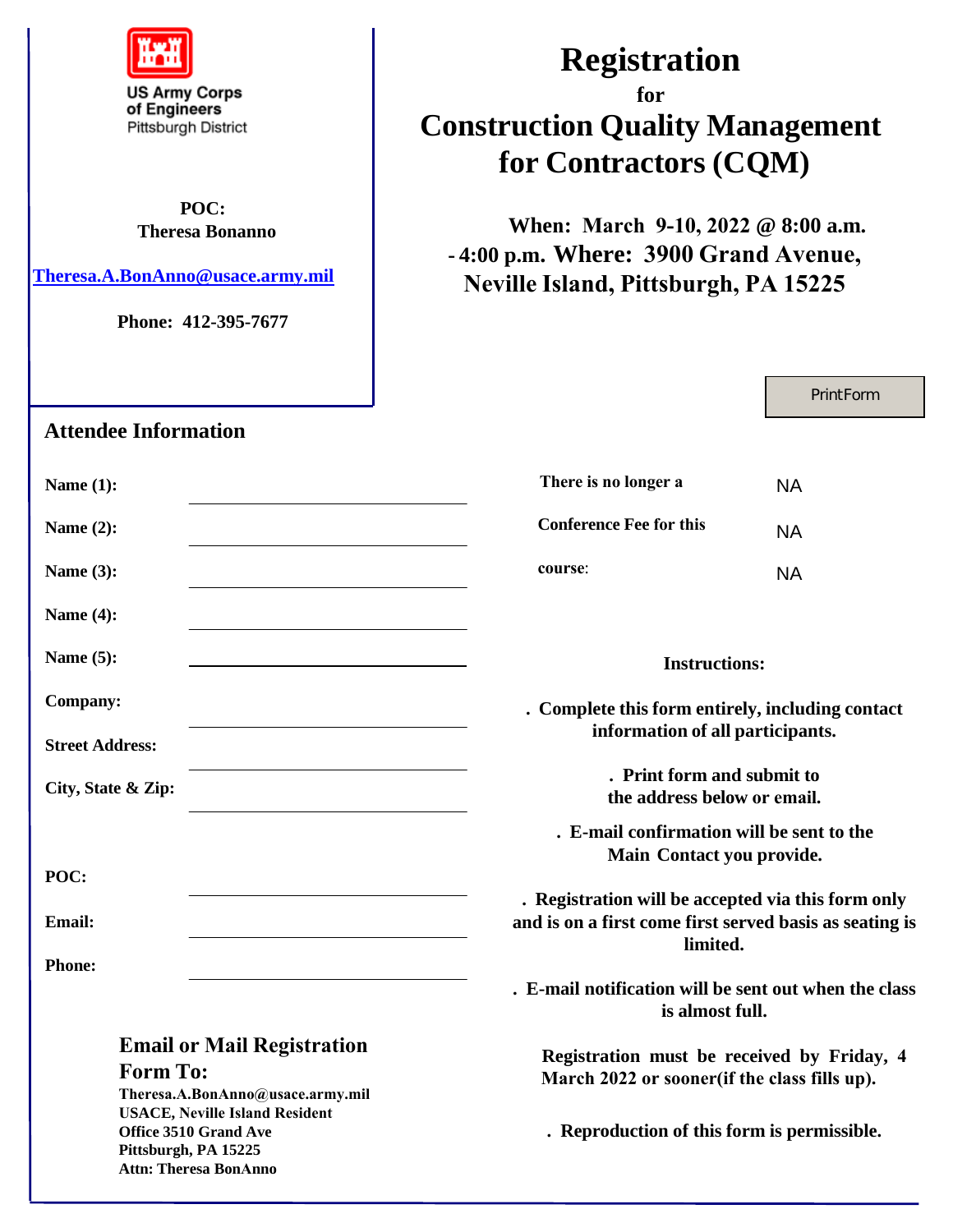US Army Corps of Engineers
Pittsburgh District

**POC:**
**Theresa Bonanno**

[Theresa.A.BonAnno@usace.army.mil](mailto:Theresa.A.BonAnno@usace.army.mil)

**Phone: 412-395-7677**

# Registration

**for**

# Construction Quality Management for Contractors (CQM)

**When: March 9-10, 2022 @ 8:00 a.m. - 4:00 p.m. Where: 3900 Grand Avenue, Neville Island, Pittsburgh, PA 15225**

Print Form

## Attendee Information

**Name (1):** ____________________

**Name (2):** ____________________

**Name (3):** ____________________

**Name (4):** ____________________

**Name (5):** ____________________

**Company:** ____________________

**Street Address:** ____________________

**City, State & Zip:** ____________________

**POC:** ____________________

**Email:** ____________________

**Phone:** ____________________

**There is no longer a Conference Fee for this course**: NA NA NA

**Instructions:**

- **Complete this form entirely, including contact information of all participants.**
- **Print form and submit to the address below or email.**
- **E-mail confirmation will be sent to the Main Contact you provide.**
- **Registration will be accepted via this form only and is on a first come first served basis as seating is limited.**
- **E-mail notification will be sent out when the class is almost full.**

**Registration must be received by Friday, 4 March 2022 or sooner(if the class fills up).**

- **Reproduction of this form is permissible.**

### Email or Mail Registration Form To:

**Theresa.A.BonAnno@usace.army.mil**
**USACE, Neville Island Resident Office 3510 Grand Ave**
**Pittsburgh, PA 15225**
**Attn: Theresa BonAnno**